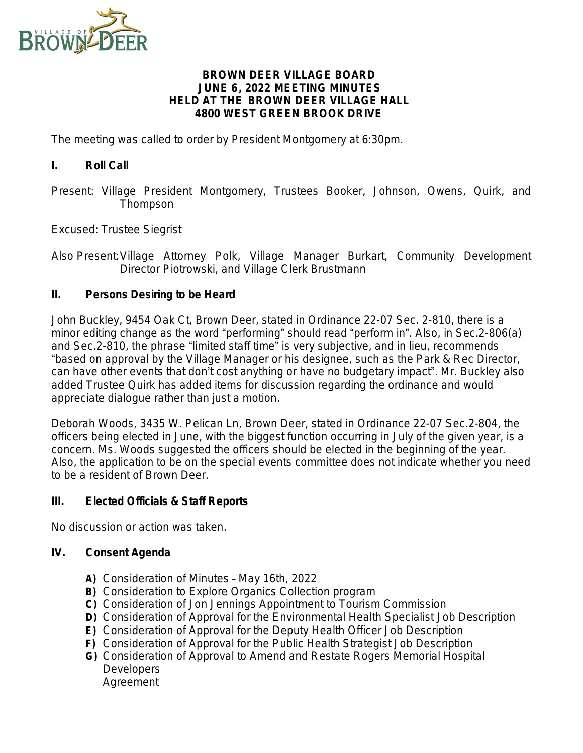**BROWN DEER VILLAGE BOARD**
**JUNE 6, 2022 MEETING MINUTES**
**HELD AT THE BROWN DEER VILLAGE HALL**
**4800 WEST GREEN BROOK DRIVE**

The meeting was called to order by President Montgomery at 6:30pm.

## I. Roll Call

Present: Village President Montgomery, Trustees Booker, Johnson, Owens, Quirk, and Thompson

Excused: Trustee Siegrist

Also Present: Village Attorney Polk, Village Manager Burkart, Community Development Director Piotrowski, and Village Clerk Brustmann

## II. Persons Desiring to be Heard

John Buckley, 9454 Oak Ct, Brown Deer, stated in Ordinance 22-07 Sec. 2-810, there is a minor editing change as the word "performing" should read "perform in". Also, in Sec.2-806(a) and Sec.2-810, the phrase "limited staff time" is very subjective, and in lieu, recommends "based on approval by the Village Manager or his designee, such as the Park & Rec Director, can have other events that don't cost anything or have no budgetary impact". Mr. Buckley also added Trustee Quirk has added items for discussion regarding the ordinance and would appreciate dialogue rather than just a motion.

Deborah Woods, 3435 W. Pelican Ln, Brown Deer, stated in Ordinance 22-07 Sec.2-804, the officers being elected in June, with the biggest function occurring in July of the given year, is a concern. Ms. Woods suggested the officers should be elected in the beginning of the year. Also, the application to be on the special events committee does not indicate whether you need to be a resident of Brown Deer.

## III. Elected Officials & Staff Reports

No discussion or action was taken.

## IV. Consent Agenda

- **A)** Consideration of Minutes – May 16th, 2022
- **B)** Consideration to Explore Organics Collection program
- **C)** Consideration of Jon Jennings Appointment to Tourism Commission
- **D)** Consideration of Approval for the Environmental Health Specialist Job Description
- **E)** Consideration of Approval for the Deputy Health Officer Job Description
- **F)** Consideration of Approval for the Public Health Strategist Job Description
- **G)** Consideration of Approval to Amend and Restate Rogers Memorial Hospital Developers Agreement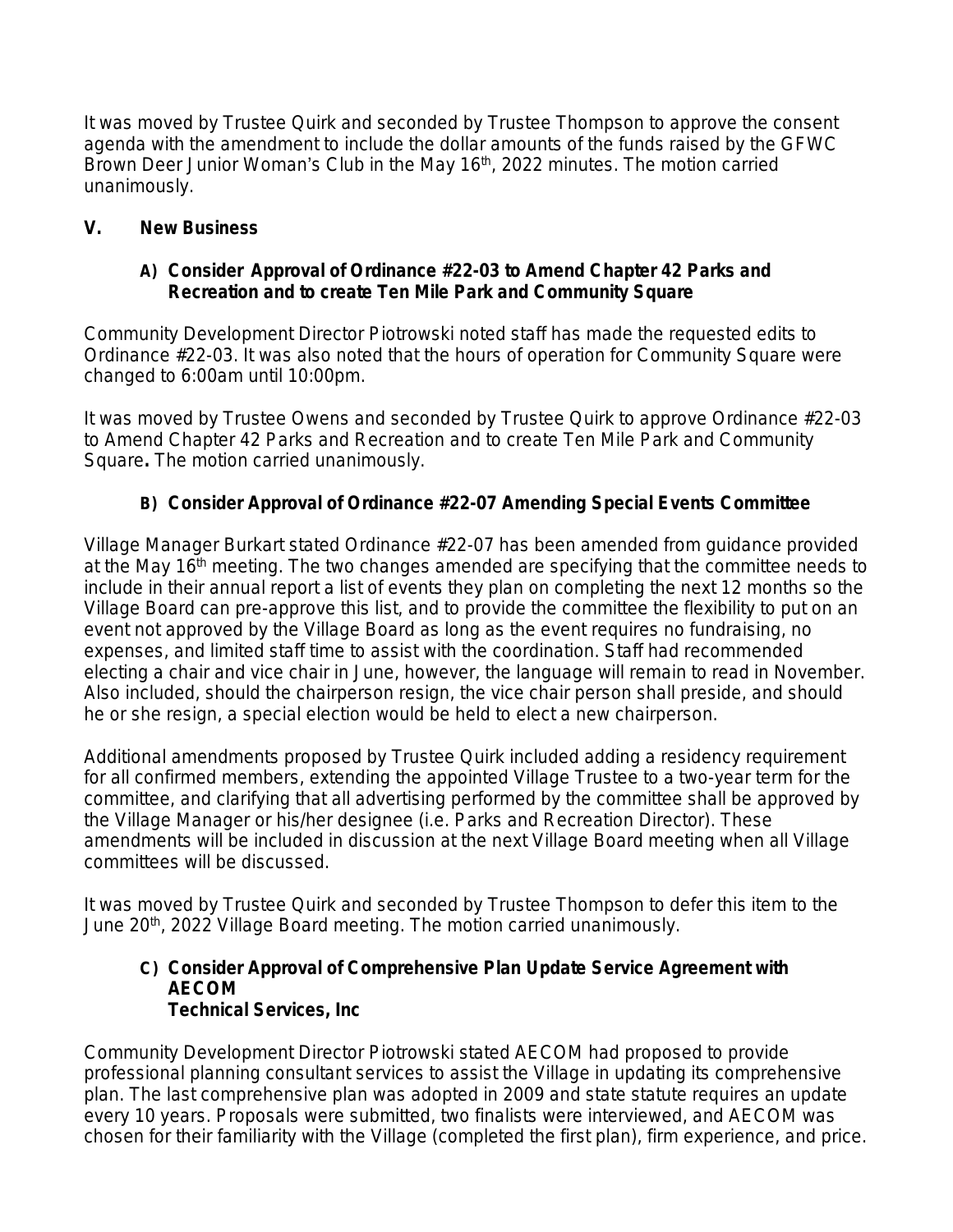It was moved by Trustee Quirk and seconded by Trustee Thompson to approve the consent agenda with the amendment to include the dollar amounts of the funds raised by the GFWC Brown Deer Junior Woman's Club in the May 16th, 2022 minutes. The motion carried unanimously.

## V. New Business

### A) Consider Approval of Ordinance #22-03 to Amend Chapter 42 Parks and Recreation and to create Ten Mile Park and Community Square

Community Development Director Piotrowski noted staff has made the requested edits to Ordinance #22-03. It was also noted that the hours of operation for Community Square were changed to 6:00am until 10:00pm.

It was moved by Trustee Owens and seconded by Trustee Quirk to approve Ordinance #22-03 to Amend Chapter 42 Parks and Recreation and to create Ten Mile Park and Community Square**.** The motion carried unanimously.

### B) Consider Approval of Ordinance #22-07 Amending Special Events Committee

Village Manager Burkart stated Ordinance #22-07 has been amended from guidance provided at the May 16th meeting. The two changes amended are specifying that the committee needs to include in their annual report a list of events they plan on completing the next 12 months so the Village Board can pre-approve this list, and to provide the committee the flexibility to put on an event not approved by the Village Board as long as the event requires no fundraising, no expenses, and limited staff time to assist with the coordination. Staff had recommended electing a chair and vice chair in June, however, the language will remain to read in November. Also included, should the chairperson resign, the vice chair person shall preside, and should he or she resign, a special election would be held to elect a new chairperson.

Additional amendments proposed by Trustee Quirk included adding a residency requirement for all confirmed members, extending the appointed Village Trustee to a two-year term for the committee, and clarifying that all advertising performed by the committee shall be approved by the Village Manager or his/her designee (i.e. Parks and Recreation Director). These amendments will be included in discussion at the next Village Board meeting when all Village committees will be discussed.

It was moved by Trustee Quirk and seconded by Trustee Thompson to defer this item to the June 20th, 2022 Village Board meeting. The motion carried unanimously.

### C) Consider Approval of Comprehensive Plan Update Service Agreement with AECOM Technical Services, Inc

Community Development Director Piotrowski stated AECOM had proposed to provide professional planning consultant services to assist the Village in updating its comprehensive plan. The last comprehensive plan was adopted in 2009 and state statute requires an update every 10 years. Proposals were submitted, two finalists were interviewed, and AECOM was chosen for their familiarity with the Village (completed the first plan), firm experience, and price.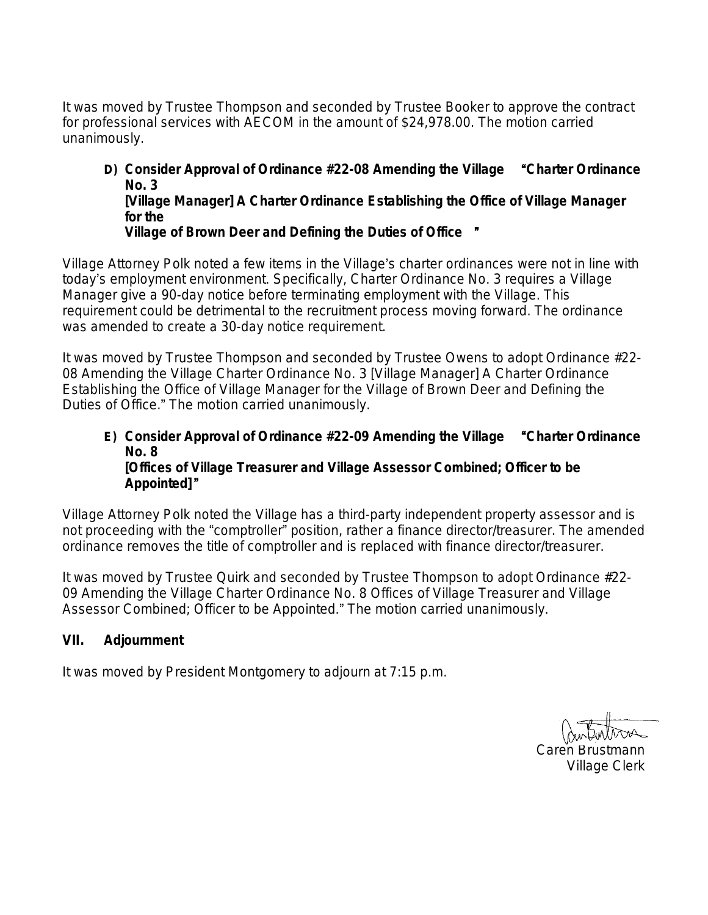It was moved by Trustee Thompson and seconded by Trustee Booker to approve the contract for professional services with AECOM in the amount of $24,978.00. The motion carried unanimously.

**D) Consider Approval of Ordinance #22-08 Amending the Village "Charter Ordinance No. 3 [Village Manager] A Charter Ordinance Establishing the Office of Village Manager for the Village of Brown Deer and Defining the Duties of Office"**

Village Attorney Polk noted a few items in the Village's charter ordinances were not in line with today's employment environment. Specifically, Charter Ordinance No. 3 requires a Village Manager give a 90-day notice before terminating employment with the Village. This requirement could be detrimental to the recruitment process moving forward. The ordinance was amended to create a 30-day notice requirement.

It was moved by Trustee Thompson and seconded by Trustee Owens to adopt Ordinance #22-08 Amending the Village Charter Ordinance No. 3 [Village Manager] A Charter Ordinance Establishing the Office of Village Manager for the Village of Brown Deer and Defining the Duties of Office." The motion carried unanimously.

**E) Consider Approval of Ordinance #22-09 Amending the Village "Charter Ordinance No. 8 [Offices of Village Treasurer and Village Assessor Combined; Officer to be Appointed]"**

Village Attorney Polk noted the Village has a third-party independent property assessor and is not proceeding with the "comptroller" position, rather a finance director/treasurer. The amended ordinance removes the title of comptroller and is replaced with finance director/treasurer.

It was moved by Trustee Quirk and seconded by Trustee Thompson to adopt Ordinance #22-09 Amending the Village Charter Ordinance No. 8 Offices of Village Treasurer and Village Assessor Combined; Officer to be Appointed." The motion carried unanimously.

## VII. Adjournment

It was moved by President Montgomery to adjourn at 7:15 p.m.

Caren Brustmann
Village Clerk